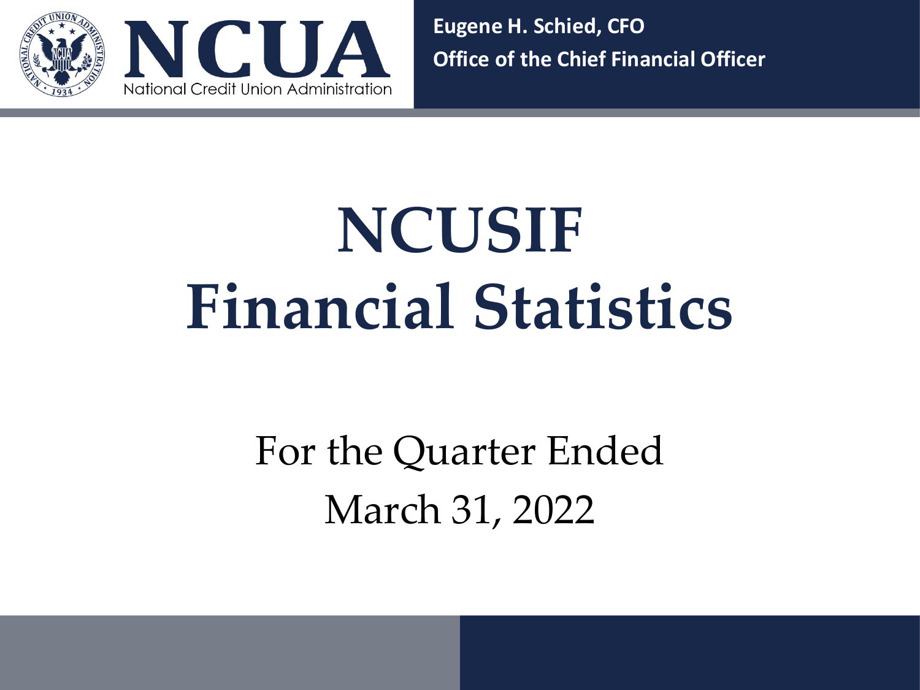NCUA

National Credit Union Administration

**Eugene H. Schied, CFO**
**Office of the Chief Financial Officer**

# NCUSIF Financial Statistics

For the Quarter Ended
March 31, 2022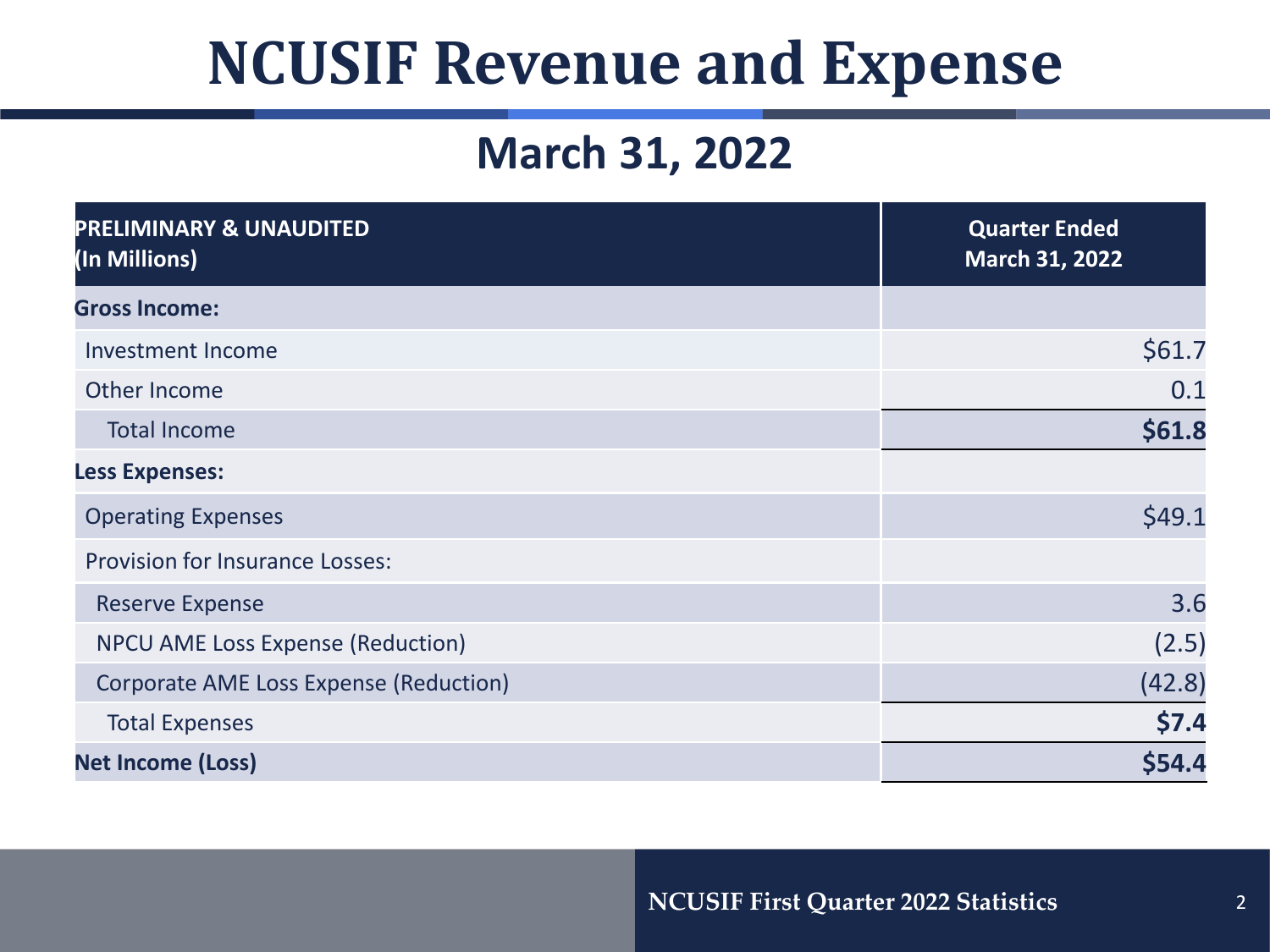# NCUSIF Revenue and Expense

## March 31, 2022

| PRELIMINARY & UNAUDITED (In Millions) | Quarter Ended March 31, 2022 |
| --- | --- |
| **Gross Income:** | |
| Investment Income | $61.7 |
| Other Income | 0.1 |
| Total Income | **$61.8** |
| **Less Expenses:** | |
| Operating Expenses | $49.1 |
| Provision for Insurance Losses: | |
| Reserve Expense | 3.6 |
| NPCU AME Loss Expense (Reduction) | (2.5) |
| Corporate AME Loss Expense (Reduction) | (42.8) |
| Total Expenses | **$7.4** |
| **Net Income (Loss)** | **$54.4** |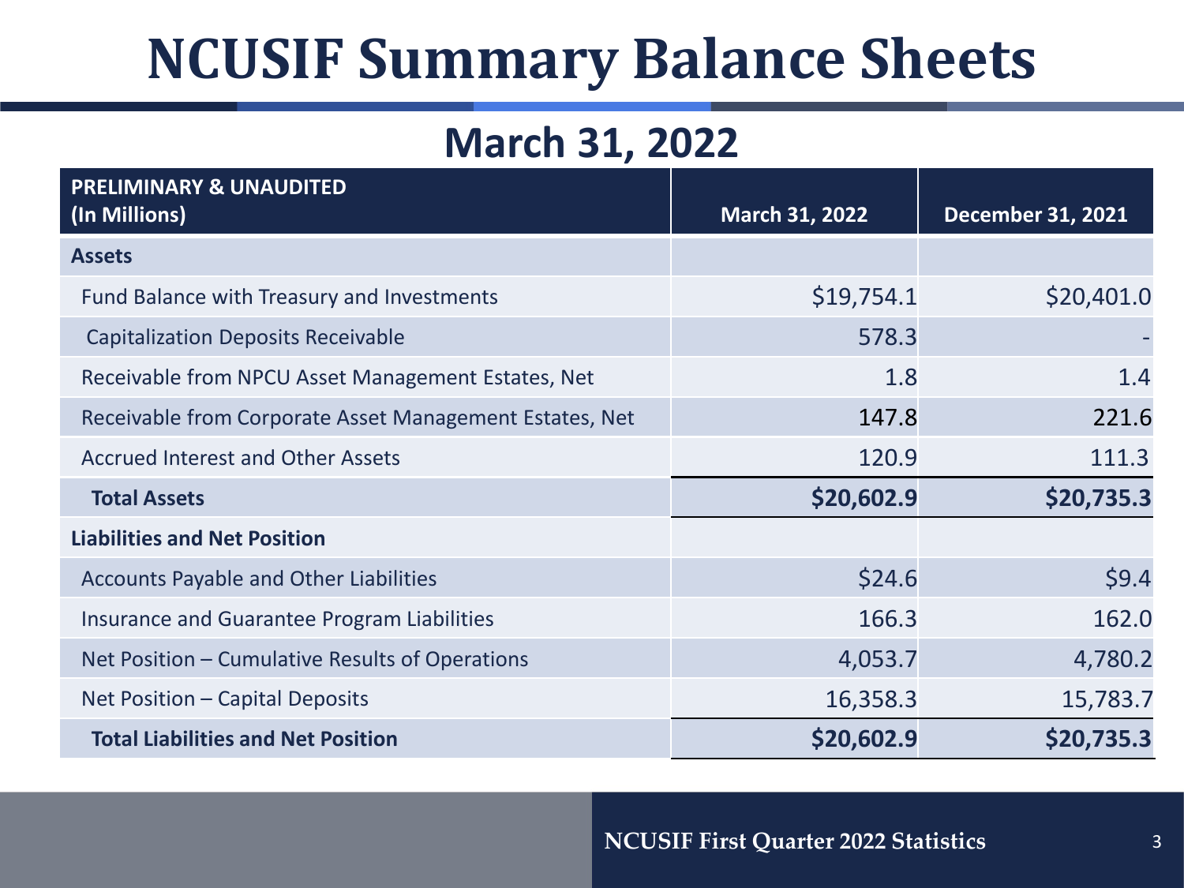# NCUSIF Summary Balance Sheets

## March 31, 2022

| PRELIMINARY & UNAUDITED (In Millions) | March 31, 2022 | December 31, 2021 |
|---|---|---|
| **Assets** | | |
| Fund Balance with Treasury and Investments | $19,754.1 | $20,401.0 |
| Capitalization Deposits Receivable | 578.3 | - |
| Receivable from NPCU Asset Management Estates, Net | 1.8 | 1.4 |
| Receivable from Corporate Asset Management Estates, Net | 147.8 | 221.6 |
| Accrued Interest and Other Assets | 120.9 | 111.3 |
| **Total Assets** | **$20,602.9** | **$20,735.3** |
| **Liabilities and Net Position** | | |
| Accounts Payable and Other Liabilities | $24.6 | $9.4 |
| Insurance and Guarantee Program Liabilities | 166.3 | 162.0 |
| Net Position – Cumulative Results of Operations | 4,053.7 | 4,780.2 |
| Net Position – Capital Deposits | 16,358.3 | 15,783.7 |
| **Total Liabilities and Net Position** | **$20,602.9** | **$20,735.3** |

**NCUSIF First Quarter 2022 Statistics**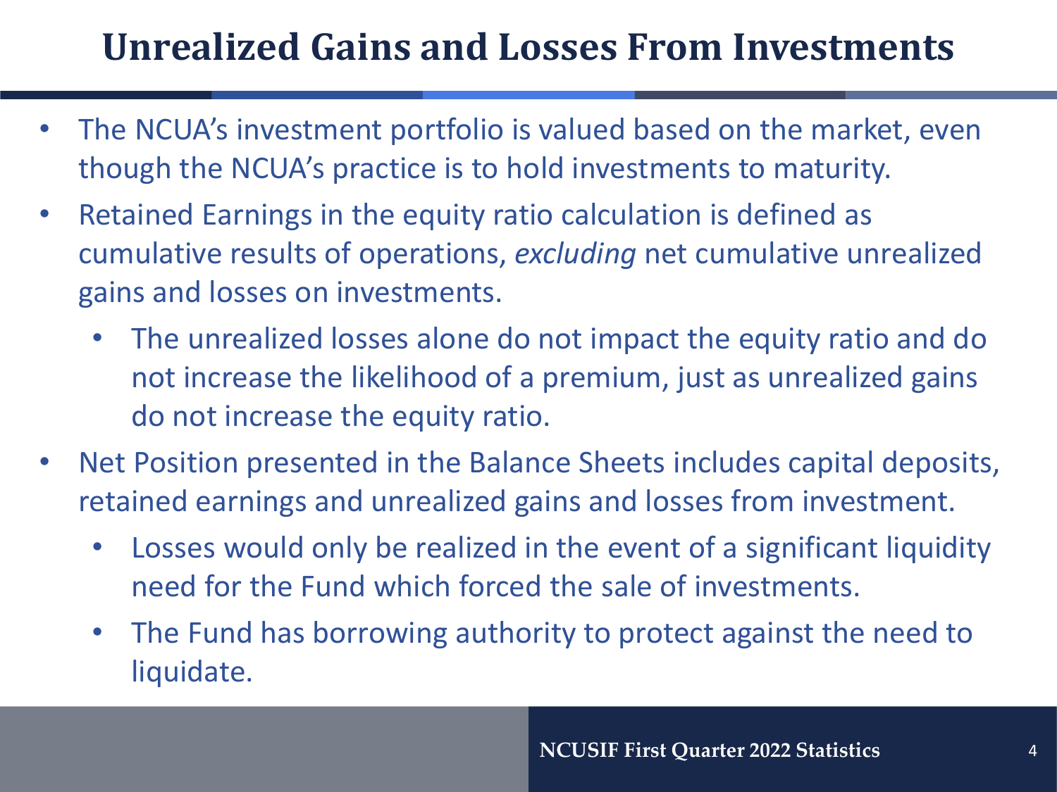# Unrealized Gains and Losses From Investments

- The NCUA's investment portfolio is valued based on the market, even though the NCUA's practice is to hold investments to maturity.
- Retained Earnings in the equity ratio calculation is defined as cumulative results of operations, *excluding* net cumulative unrealized gains and losses on investments.
  - The unrealized losses alone do not impact the equity ratio and do not increase the likelihood of a premium, just as unrealized gains do not increase the equity ratio.
- Net Position presented in the Balance Sheets includes capital deposits, retained earnings and unrealized gains and losses from investment.
  - Losses would only be realized in the event of a significant liquidity need for the Fund which forced the sale of investments.
  - The Fund has borrowing authority to protect against the need to liquidate.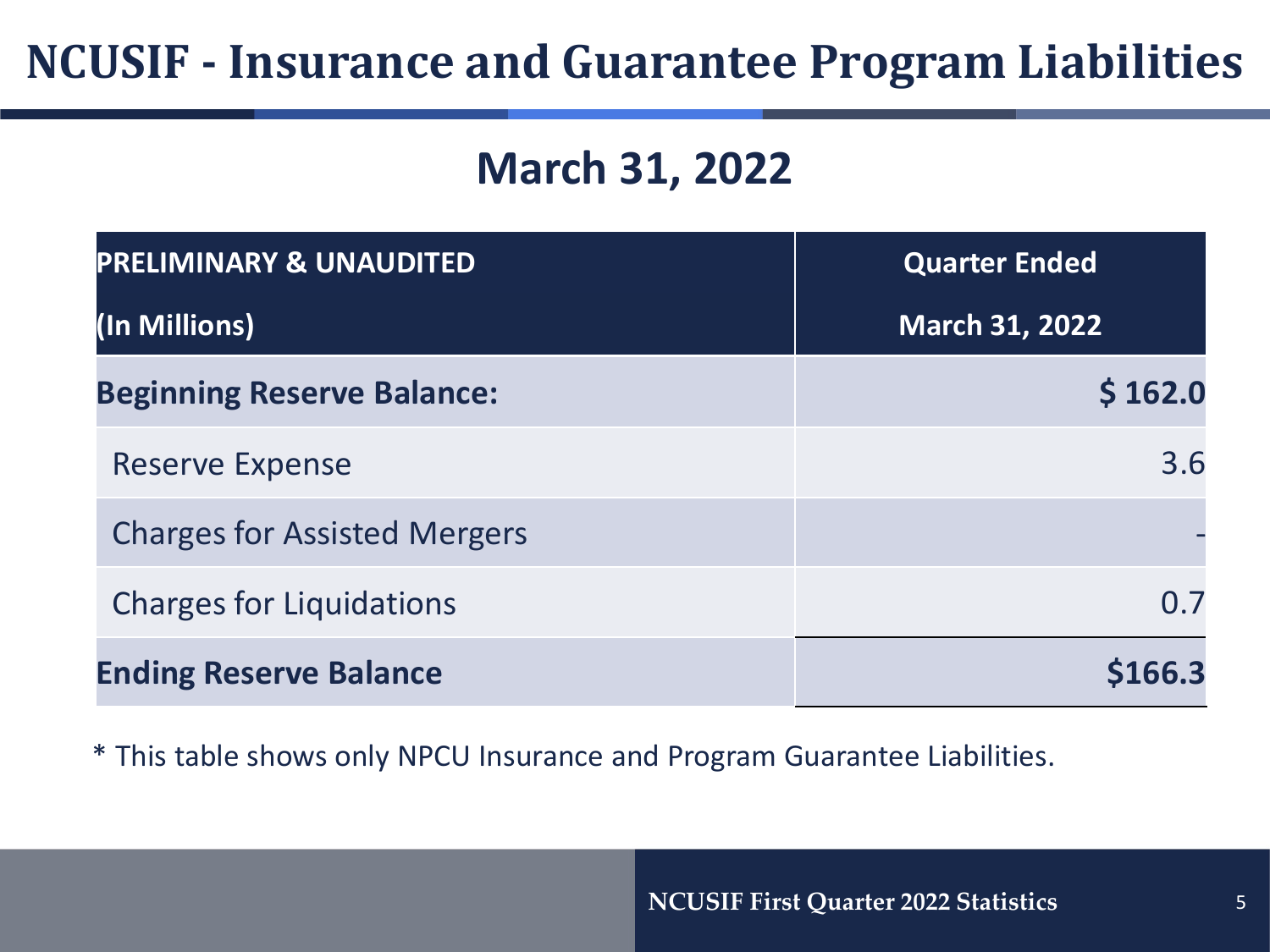# NCUSIF - Insurance and Guarantee Program Liabilities

## March 31, 2022

| PRELIMINARY & UNAUDITED (In Millions) | Quarter Ended March 31, 2022 |
|---|---|
| **Beginning Reserve Balance:** | **$ 162.0** |
| Reserve Expense | 3.6 |
| Charges for Assisted Mergers | - |
| Charges for Liquidations | 0.7 |
| **Ending Reserve Balance** | **$166.3** |

* This table shows only NPCU Insurance and Program Guarantee Liabilities.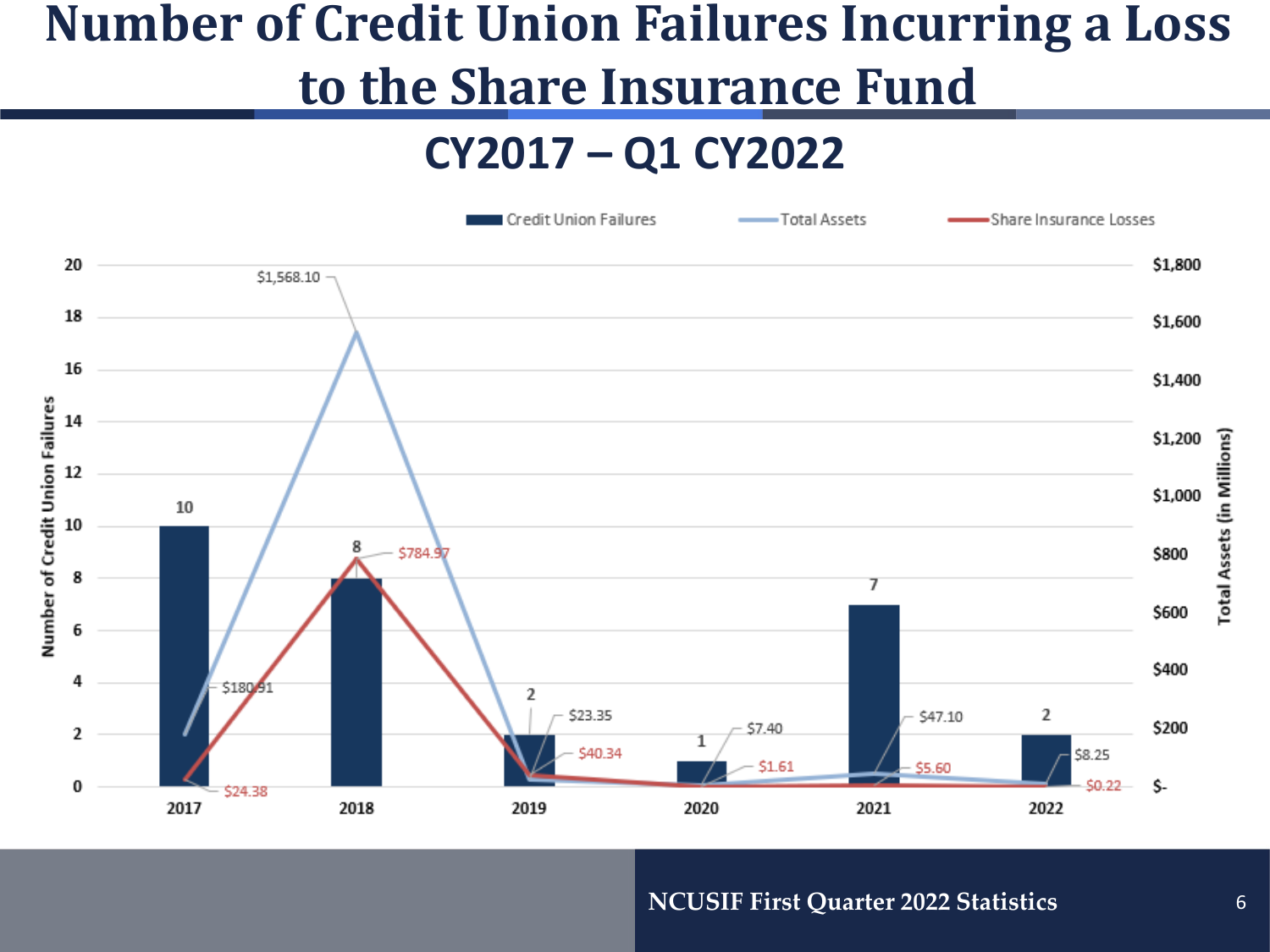# Number of Credit Union Failures Incurring a Loss to the Share Insurance Fund

## CY2017 – Q1 CY2022

| Year | Credit Union Failures | Total Assets (in Millions) | Share Insurance Losses (in Millions) |
|---|---|---|---|
| 2017 | 10 | $180.91 | $24.38 |
| 2018 | 8 | $1,568.10 | $784.97 |
| 2019 | 2 | $23.35 | $40.34 |
| 2020 | 1 | $7.40 | $1.61 |
| 2021 | 7 | $47.10 | $5.60 |
| 2022 | 2 | $8.25 | $0.22 |

NCUSIF First Quarter 2022 Statistics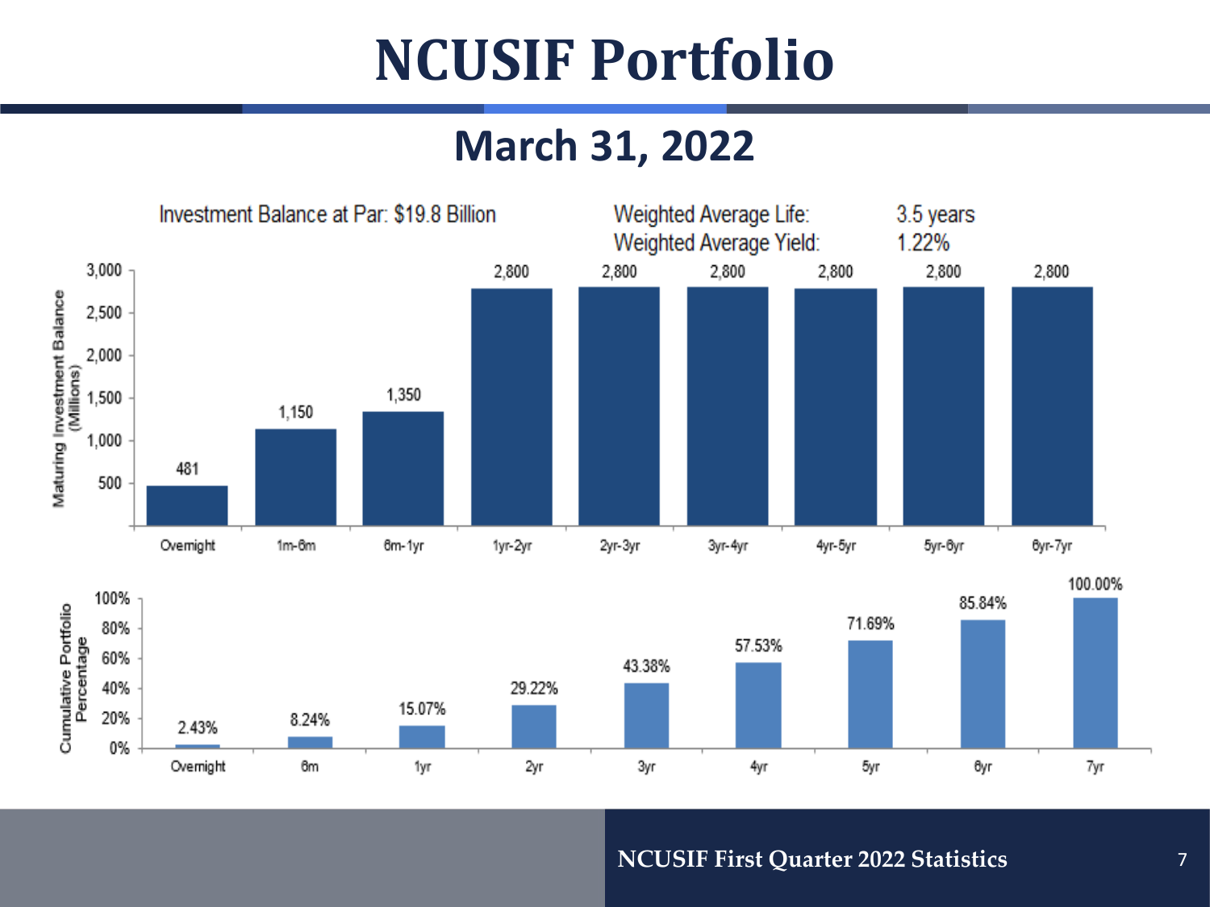# NCUSIF Portfolio

## March 31, 2022

Investment Balance at Par: $19.8 Billion

Weighted Average Life: 3.5 years

Weighted Average Yield: 1.22%

| Maturity | Maturing Investment Balance (Millions) |
|---|---|
| Overnight | 481 |
| 1m-6m | 1,150 |
| 6m-1yr | 1,350 |
| 1yr-2yr | 2,800 |
| 2yr-3yr | 2,800 |
| 3yr-4yr | 2,800 |
| 4yr-5yr | 2,800 |
| 5yr-6yr | 2,800 |
| 6yr-7yr | 2,800 |

| Maturity | Cumulative Portfolio Percentage |
|---|---|
| Overnight | 2.43% |
| 6m | 8.24% |
| 1yr | 15.07% |
| 2yr | 29.22% |
| 3yr | 43.38% |
| 4yr | 57.53% |
| 5yr | 71.69% |
| 6yr | 85.84% |
| 7yr | 100.00% |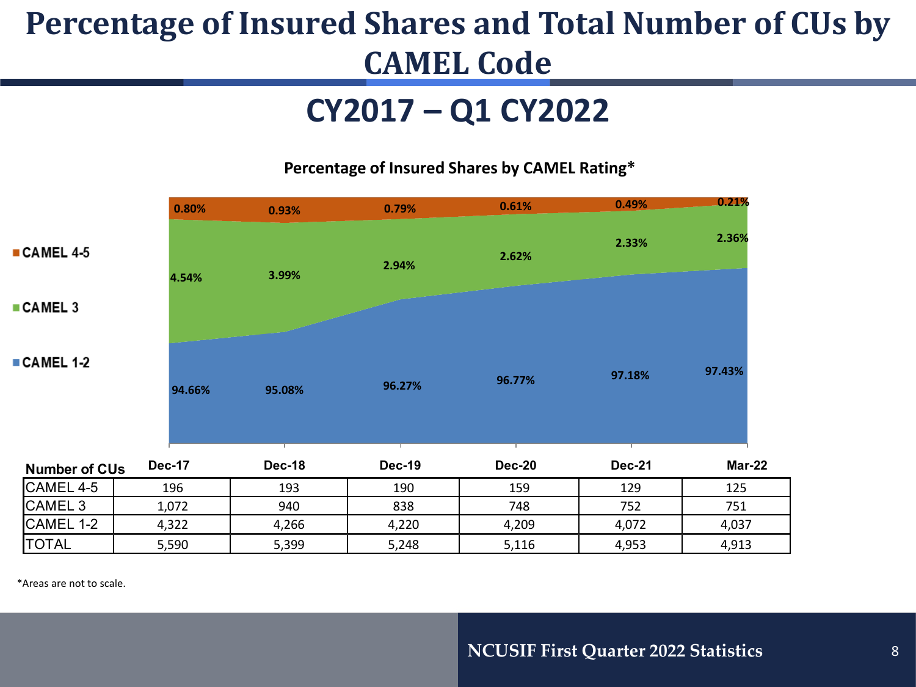# Percentage of Insured Shares and Total Number of CUs by CAMEL Code

## CY2017 – Q1 CY2022

**Percentage of Insured Shares by CAMEL Rating***

| | Dec-17 | Dec-18 | Dec-19 | Dec-20 | Dec-21 | Mar-22 |
|---|---|---|---|---|---|---|
| CAMEL 4-5 | 0.80% | 0.93% | 0.79% | 0.61% | 0.49% | 0.21% |
| CAMEL 3 | 4.54% | 3.99% | 2.94% | 2.62% | 2.33% | 2.36% |
| CAMEL 1-2 | 94.66% | 95.08% | 96.27% | 96.77% | 97.18% | 97.43% |

| Number of CUs | Dec-17 | Dec-18 | Dec-19 | Dec-20 | Dec-21 | Mar-22 |
|---|---|---|---|---|---|---|
| CAMEL 4-5 | 196 | 193 | 190 | 159 | 129 | 125 |
| CAMEL 3 | 1,072 | 940 | 838 | 748 | 752 | 751 |
| CAMEL 1-2 | 4,322 | 4,266 | 4,220 | 4,209 | 4,072 | 4,037 |
| TOTAL | 5,590 | 5,399 | 5,248 | 5,116 | 4,953 | 4,913 |

*Areas are not to scale.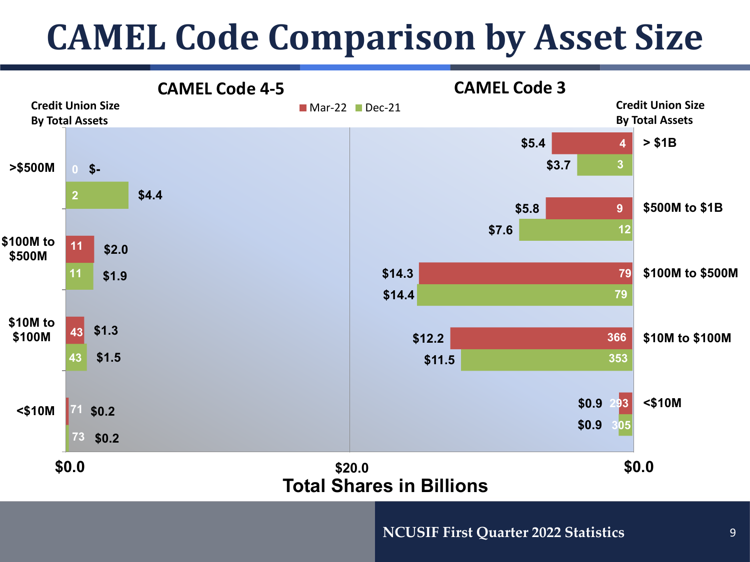# CAMEL Code Comparison by Asset Size

Total Shares in Billions (Mar-22 vs Dec-21)

## CAMEL Code 4-5

| Credit Union Size By Total Assets | Period | Number | Total Shares |
|---|---|---|---|
| >$500M | Mar-22 | 0 | $- |
| | Dec-21 | 2 | $4.4 |
| $100M to $500M | Mar-22 | 11 | $2.0 |
| | Dec-21 | 11 | $1.9 |
| $10M to $100M | Mar-22 | 43 | $1.3 |
| | Dec-21 | 43 | $1.5 |
| <$10M | Mar-22 | 71 | $0.2 |
| | Dec-21 | 73 | $0.2 |

## CAMEL Code 3

| Credit Union Size By Total Assets | Period | Number | Total Shares |
|---|---|---|---|
| > $1B | Mar-22 | 4 | $5.4 |
| | Dec-21 | 3 | $3.7 |
| $500M to $1B | Mar-22 | 9 | $5.8 |
| | Dec-21 | 12 | $7.6 |
| $100M to $500M | Mar-22 | 79 | $14.3 |
| | Dec-21 | 79 | $14.4 |
| $10M to $100M | Mar-22 | 366 | $12.2 |
| | Dec-21 | 353 | $11.5 |
| <$10M | Mar-22 | 293 | $0.9 |
| | Dec-21 | 305 | $0.9 |

NCUSIF First Quarter 2022 Statistics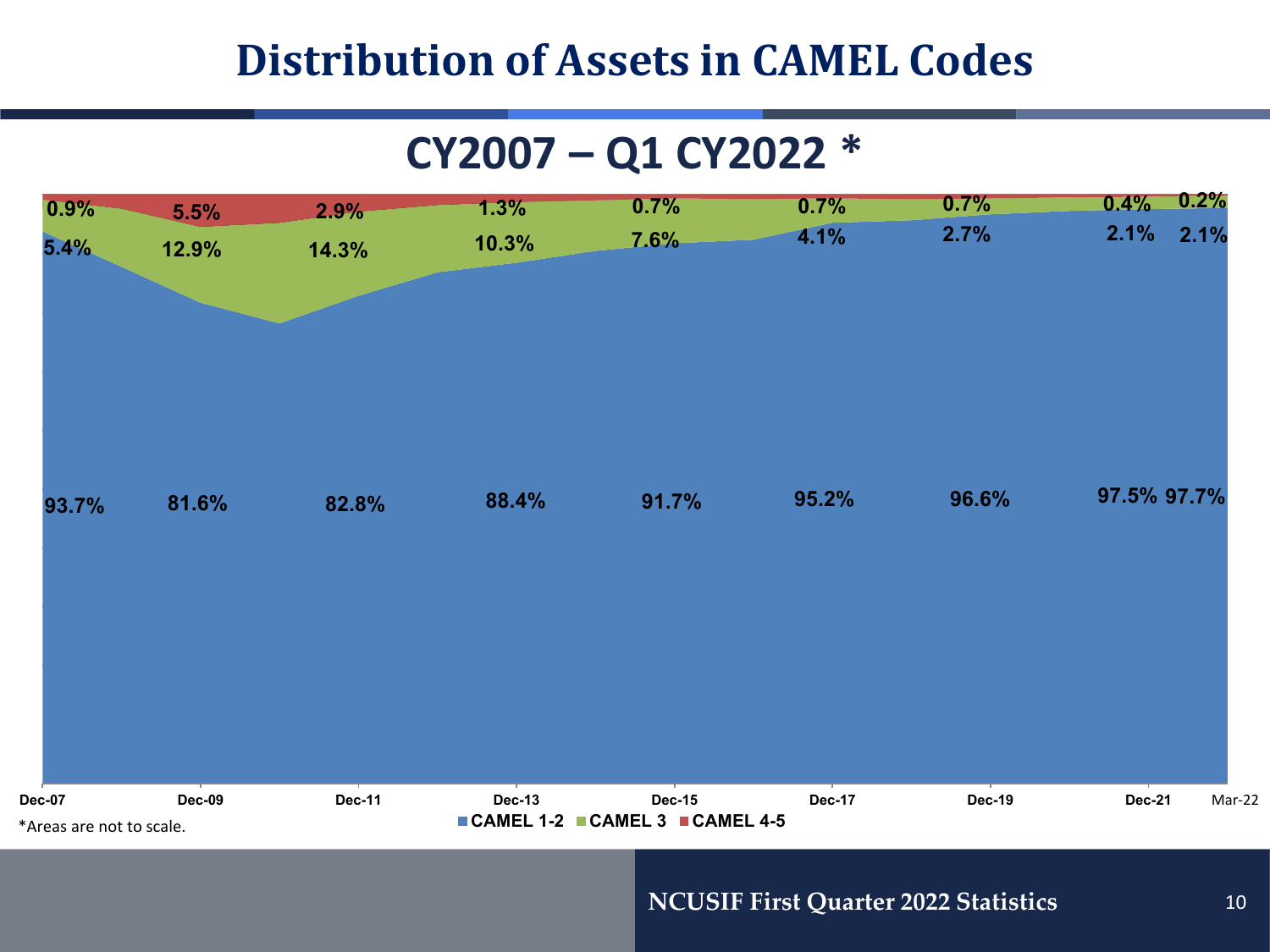# Distribution of Assets in CAMEL Codes

## CY2007 – Q1 CY2022 *

| | Dec-07 | Dec-09 | Dec-11 | Dec-13 | Dec-15 | Dec-17 | Dec-19 | Dec-21 | Mar-22 |
|---|---|---|---|---|---|---|---|---|---|
| CAMEL 1-2 | 93.7% | 81.6% | 82.8% | 88.4% | 91.7% | 95.2% | 96.6% | 97.5% | 97.7% |
| CAMEL 3 | 5.4% | 12.9% | 14.3% | 10.3% | 7.6% | 4.1% | 2.7% | 2.1% | 2.1% |
| CAMEL 4-5 | 0.9% | 5.5% | 2.9% | 1.3% | 0.7% | 0.7% | 0.7% | 0.4% | 0.2% |

*Areas are not to scale.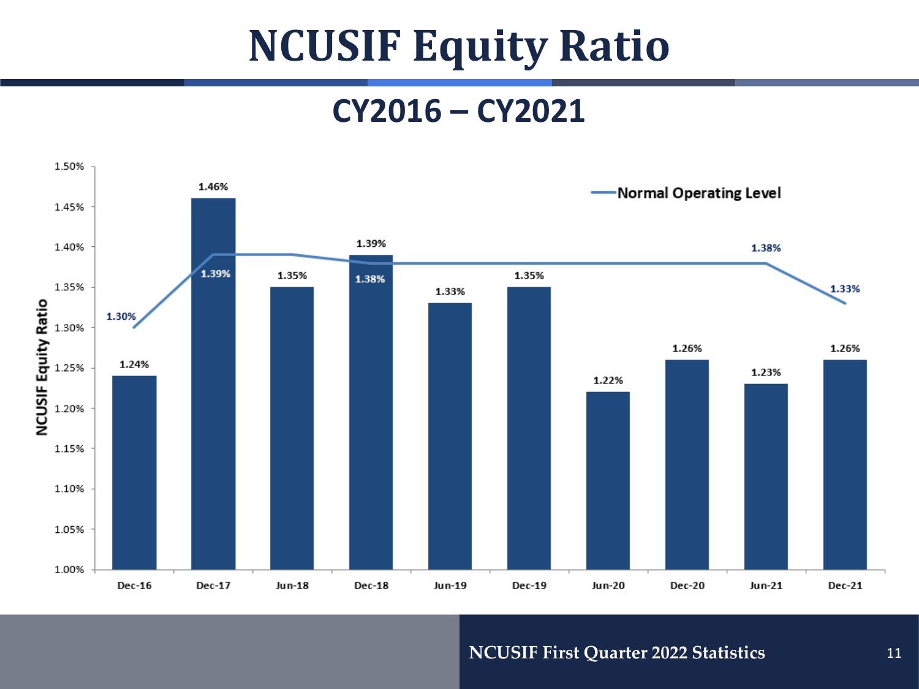# NCUSIF Equity Ratio

## CY2016 – CY2021

| Period | NCUSIF Equity Ratio | Normal Operating Level |
|---|---|---|
| Dec-16 | 1.24% | 1.30% |
| Dec-17 | 1.46% | 1.39% |
| Jun-18 | 1.35% | 1.39% |
| Dec-18 | 1.39% | 1.38% |
| Jun-19 | 1.33% | 1.38% |
| Dec-19 | 1.35% | 1.38% |
| Jun-20 | 1.22% | 1.38% |
| Dec-20 | 1.26% | 1.38% |
| Jun-21 | 1.23% | 1.38% |
| Dec-21 | 1.26% | 1.33% |

NCUSIF First Quarter 2022 Statistics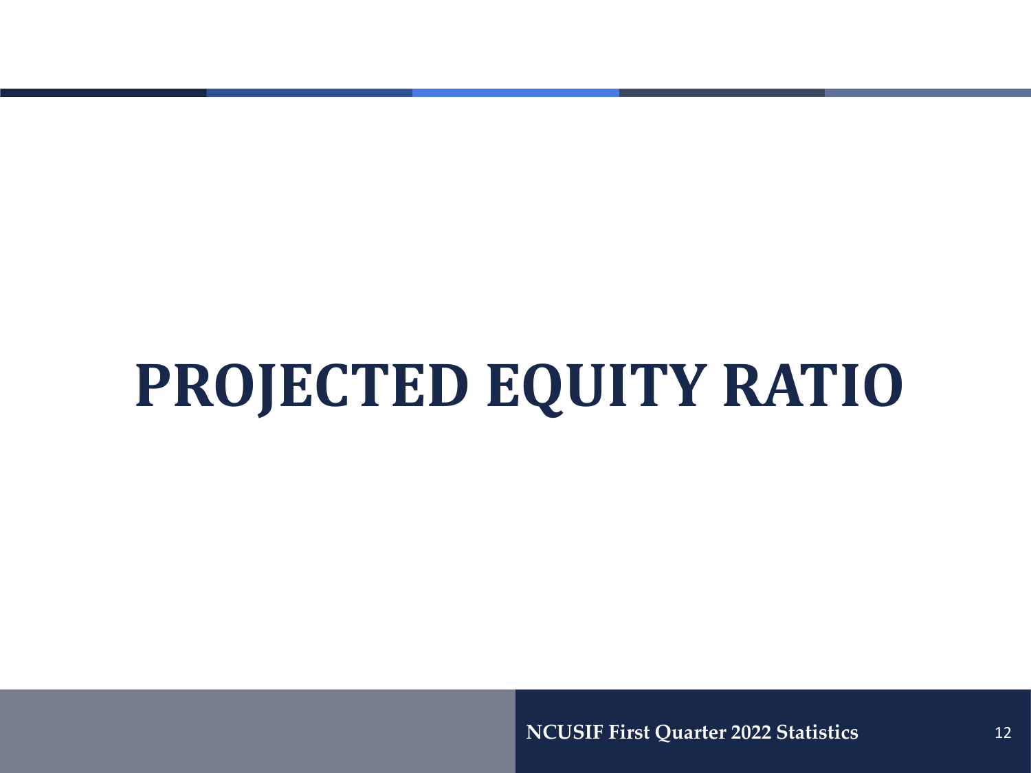# PROJECTED EQUITY RATIO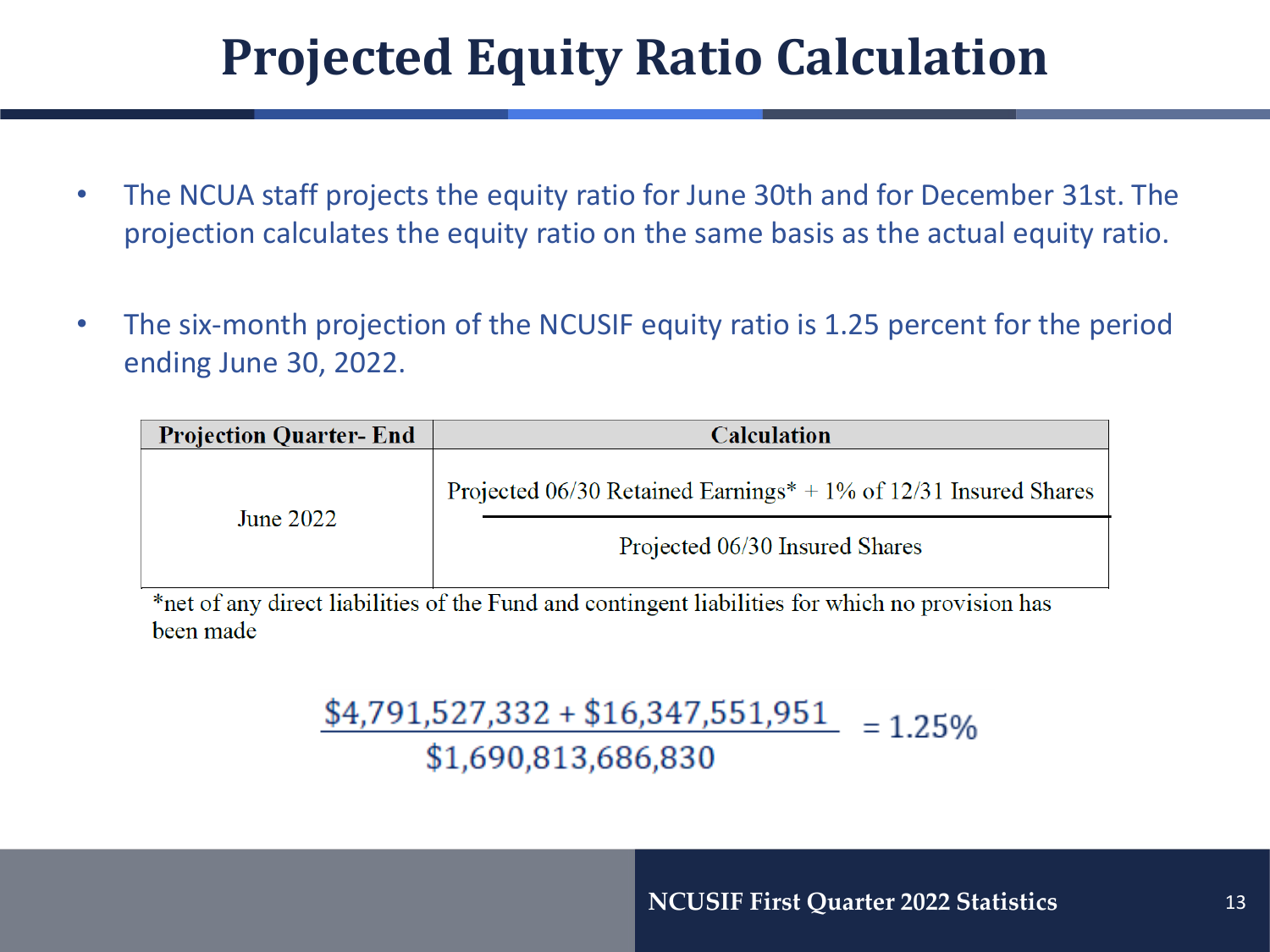# Projected Equity Ratio Calculation

- The NCUA staff projects the equity ratio for June 30th and for December 31st. The projection calculates the equity ratio on the same basis as the actual equity ratio.
- The six-month projection of the NCUSIF equity ratio is 1.25 percent for the period ending June 30, 2022.

| Projection Quarter- End | Calculation |
|---|---|
| June 2022 | $\dfrac{\text{Projected 06/30 Retained Earnings* + 1\% of 12/31 Insured Shares}}{\text{Projected 06/30 Insured Shares}}$ |

*net of any direct liabilities of the Fund and contingent liabilities for which no provision has been made

$$\frac{\$4{,}791{,}527{,}332 + \$16{,}347{,}551{,}951}{\$1{,}690{,}813{,}686{,}830} = 1.25\%$$

NCUSIF First Quarter 2022 Statistics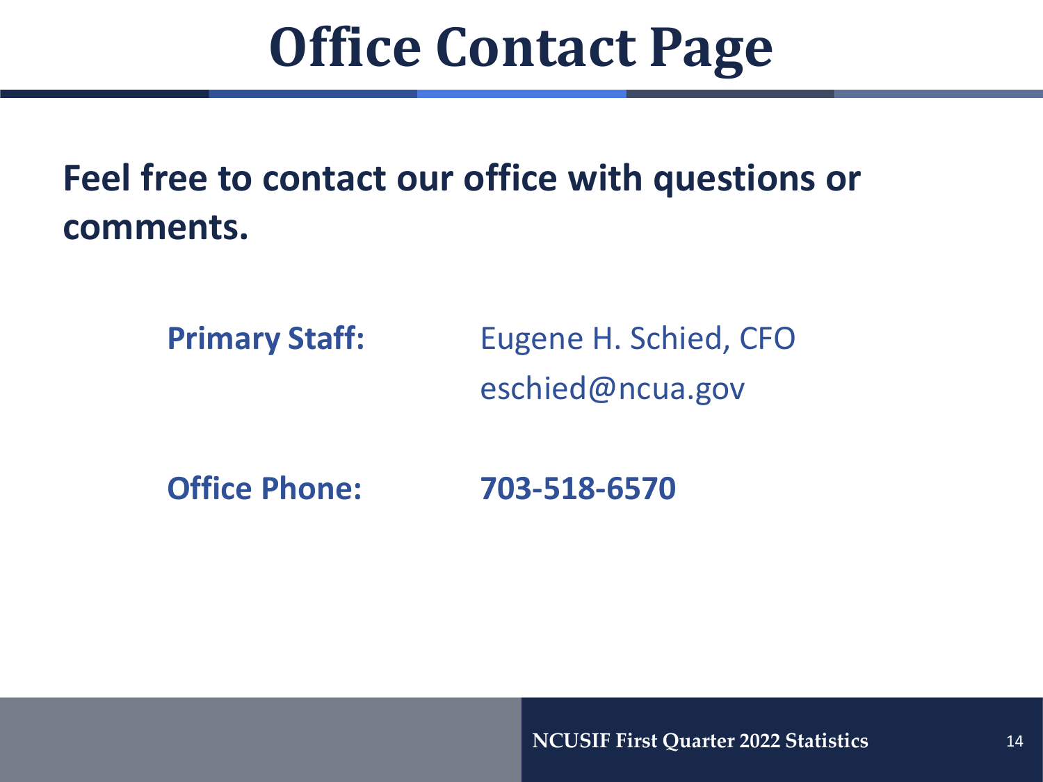# Office Contact Page

**Feel free to contact our office with questions or comments.**

**Primary Staff:** Eugene H. Schied, CFO
eschied@ncua.gov

**Office Phone:** **703-518-6570**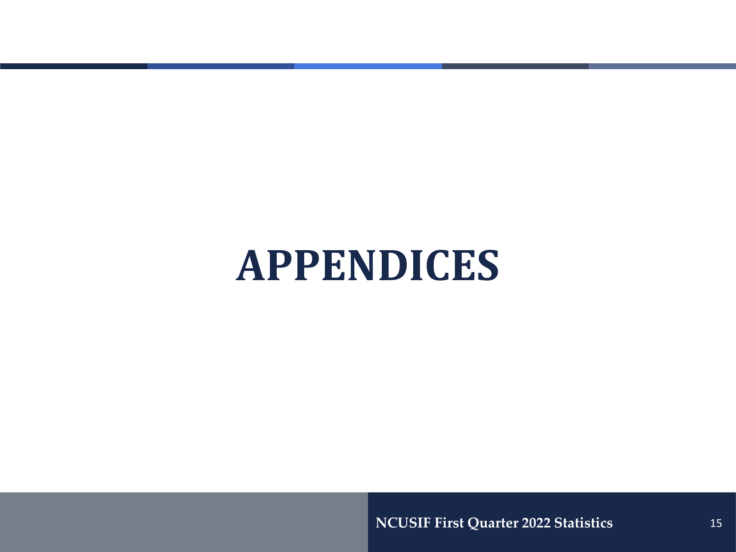# APPENDICES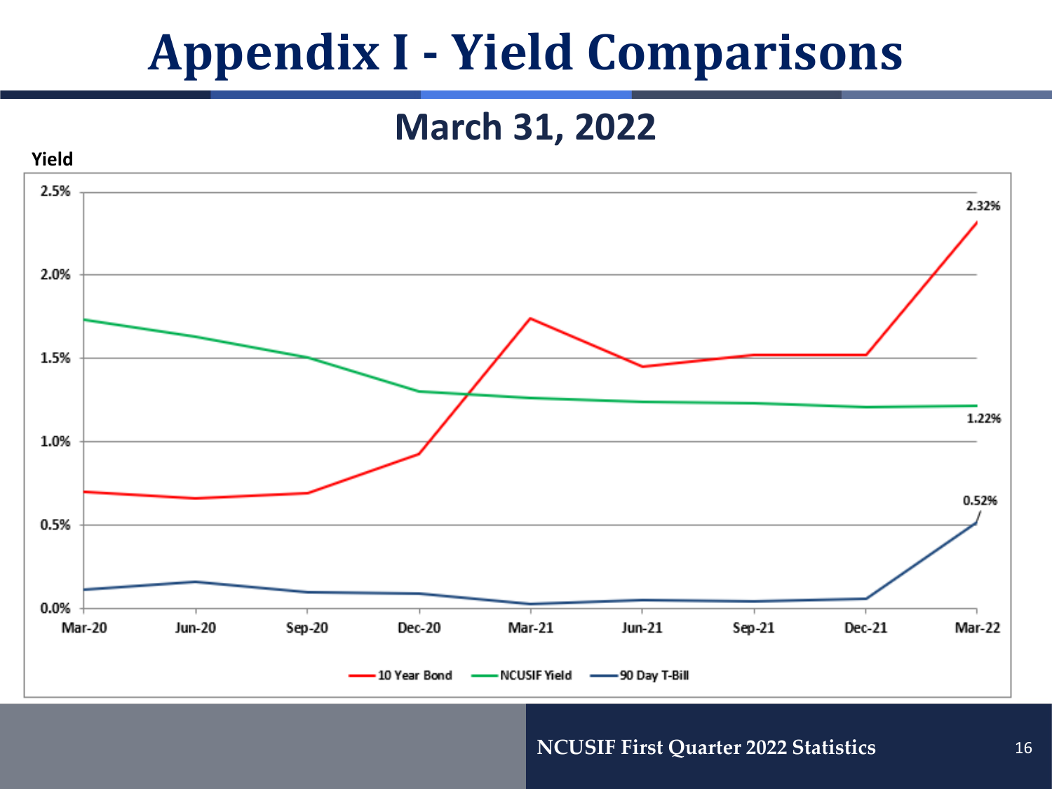# Appendix I - Yield Comparisons

## March 31, 2022

Yield

| | Mar-20 | Jun-20 | Sep-20 | Dec-20 | Mar-21 | Jun-21 | Sep-21 | Dec-21 | Mar-22 |
|---|---|---|---|---|---|---|---|---|---|
| 10 Year Bond | | | | | | | | | 2.32% |
| NCUSIF Yield | | | | | | | | | 1.22% |
| 90 Day T-Bill | | | | | | | | | 0.52% |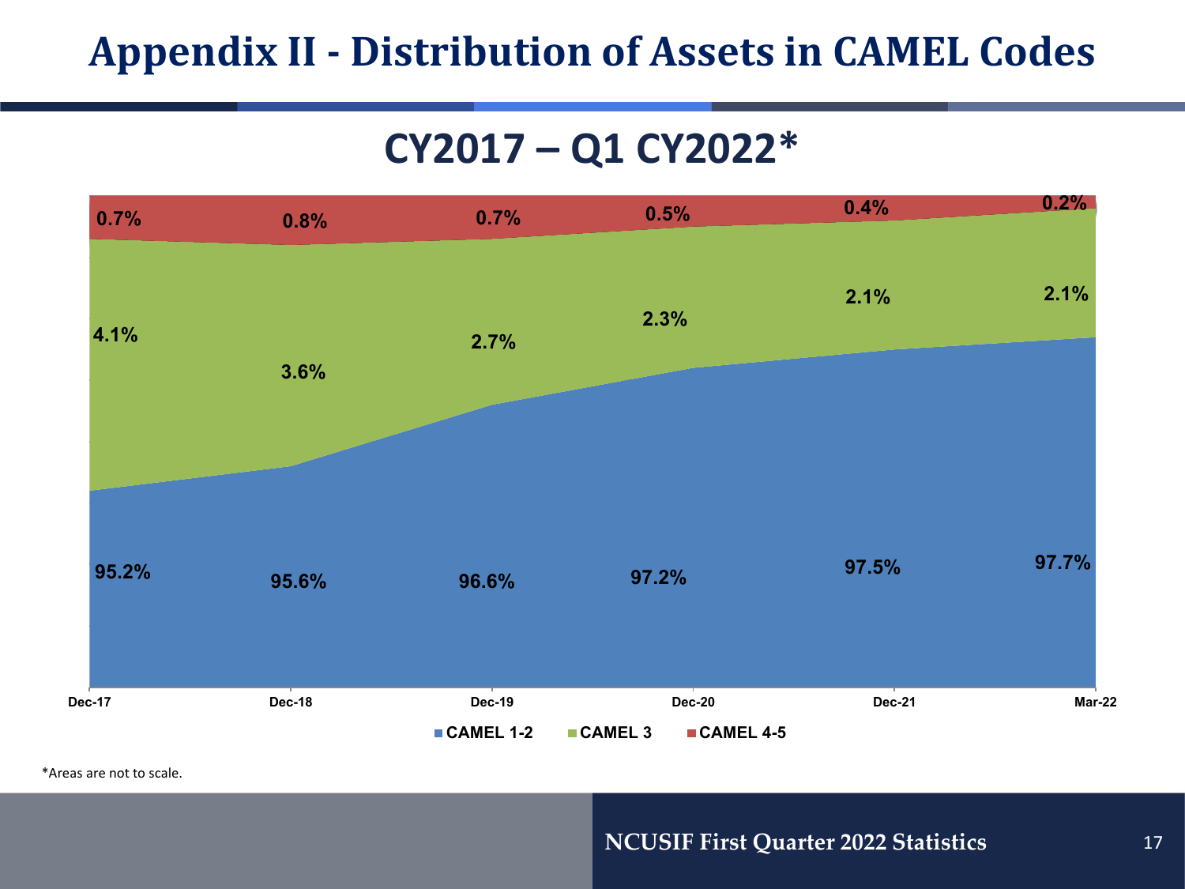# Appendix II - Distribution of Assets in CAMEL Codes

## CY2017 – Q1 CY2022*

| | Dec-17 | Dec-18 | Dec-19 | Dec-20 | Dec-21 | Mar-22 |
|---|---|---|---|---|---|---|
| CAMEL 1-2 | 95.2% | 95.6% | 96.6% | 97.2% | 97.5% | 97.7% |
| CAMEL 3 | 4.1% | 3.6% | 2.7% | 2.3% | 2.1% | 2.1% |
| CAMEL 4-5 | 0.7% | 0.8% | 0.7% | 0.5% | 0.4% | 0.2% |

*Areas are not to scale.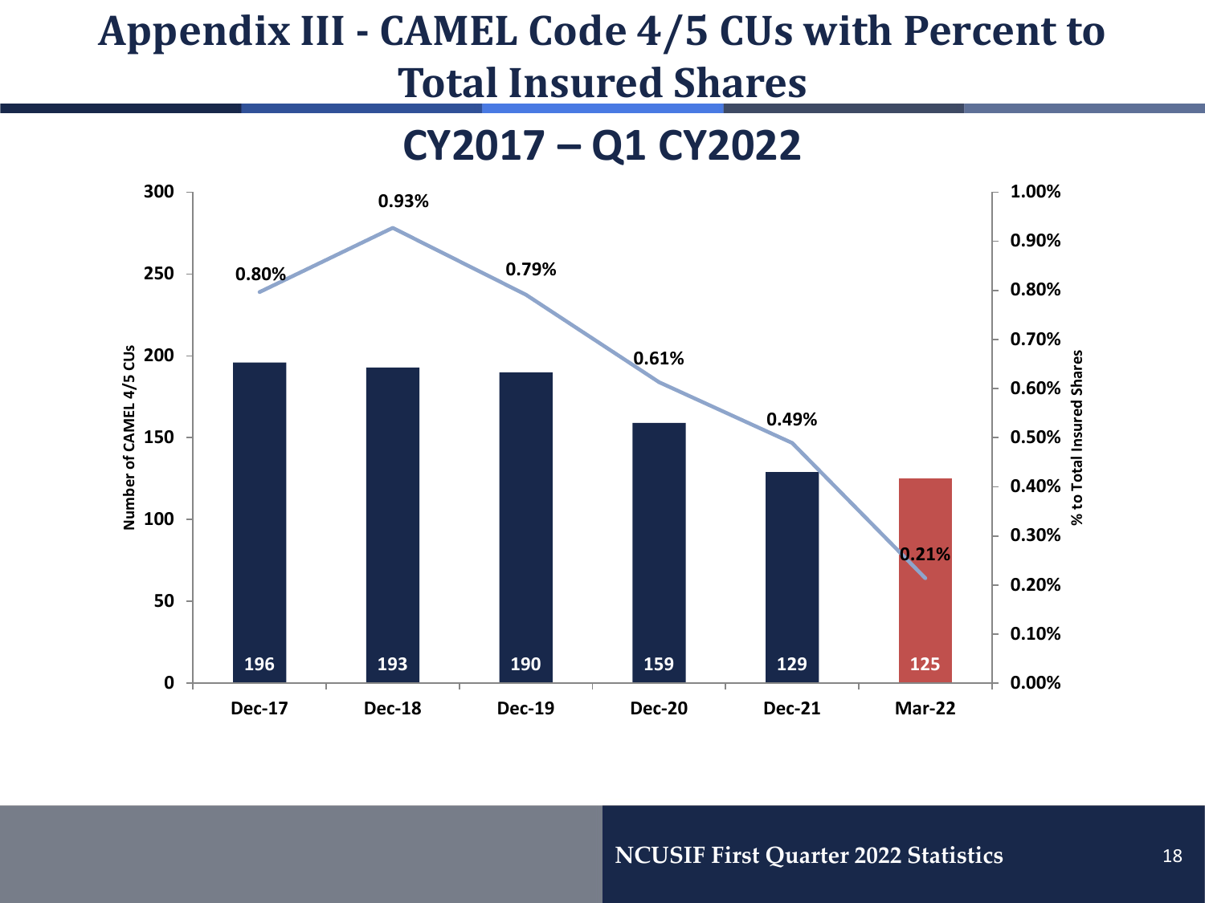# Appendix III - CAMEL Code 4/5 CUs with Percent to Total Insured Shares

## CY2017 – Q1 CY2022

| | Dec-17 | Dec-18 | Dec-19 | Dec-20 | Dec-21 | Mar-22 |
|---|---|---|---|---|---|---|
| Number of CAMEL 4/5 CUs | 196 | 193 | 190 | 159 | 129 | 125 |
| % to Total Insured Shares | 0.80% | 0.93% | 0.79% | 0.61% | 0.49% | 0.21% |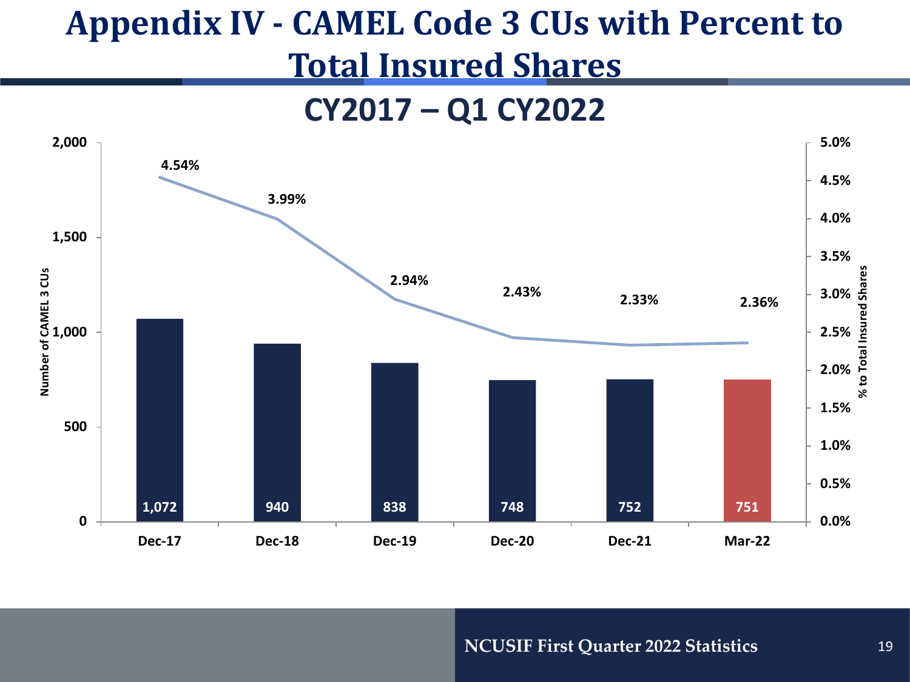# Appendix IV - CAMEL Code 3 CUs with Percent to Total Insured Shares

## CY2017 – Q1 CY2022

| Period | Number of CAMEL 3 CUs | % to Total Insured Shares |
|---|---|---|
| Dec-17 | 1,072 | 4.54% |
| Dec-18 | 940 | 3.99% |
| Dec-19 | 838 | 2.94% |
| Dec-20 | 748 | 2.43% |
| Dec-21 | 752 | 2.33% |
| Mar-22 | 751 | 2.36% |

NCUSIF First Quarter 2022 Statistics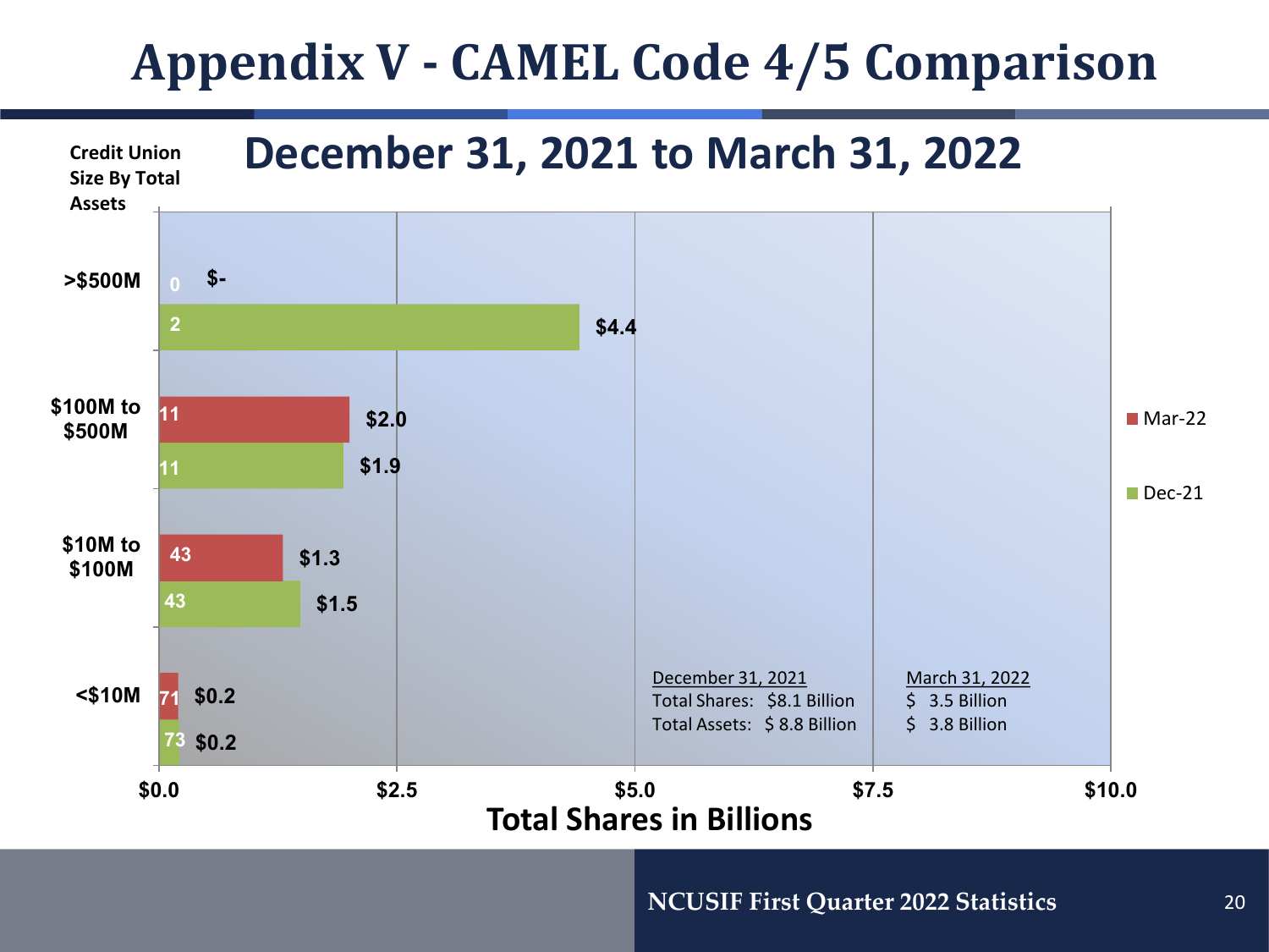# Appendix V - CAMEL Code 4/5 Comparison

## December 31, 2021 to March 31, 2022

| Credit Union Size By Total Assets | Mar-22 Count | Mar-22 Total Shares (Billions) | Dec-21 Count | Dec-21 Total Shares (Billions) |
|---|---|---|---|---|
| >$500M | 0 | $- | 2 | $4.4 |
| $100M to $500M | 11 | $2.0 | 11 | $1.9 |
| $10M to $100M | 43 | $1.3 | 43 | $1.5 |
| <$10M | 71 | $0.2 | 73 | $0.2 |

Total Shares in Billions

| | December 31, 2021 | March 31, 2022 |
|---|---|---|
| Total Shares: | $8.1 Billion | $ 3.5 Billion |
| Total Assets: | $ 8.8 Billion | $ 3.8 Billion |

NCUSIF First Quarter 2022 Statistics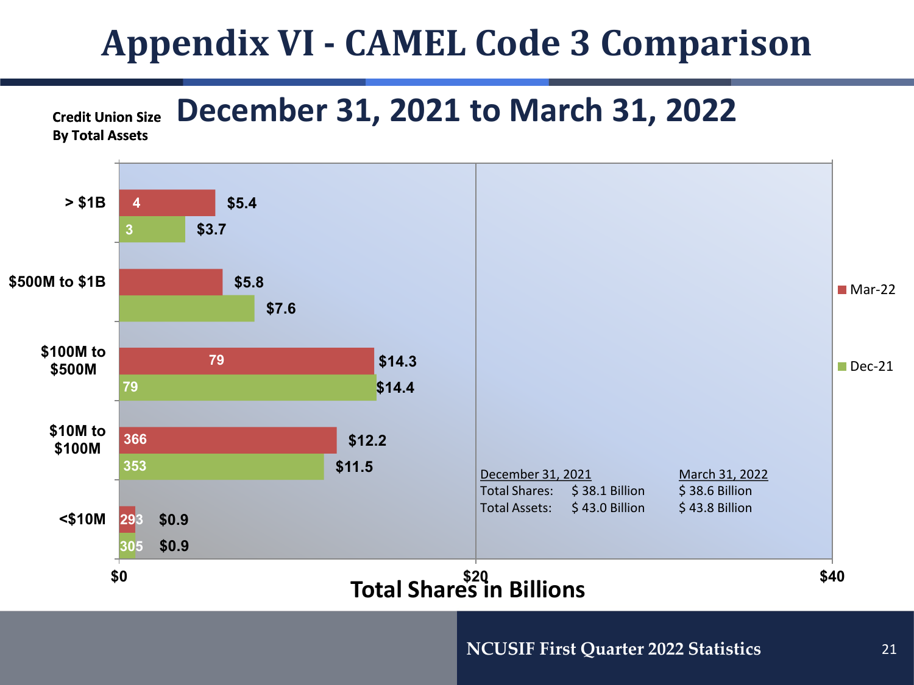# Appendix VI - CAMEL Code 3 Comparison

## December 31, 2021 to March 31, 2022

Credit Union Size By Total Assets

> $1B
4 $5.4
3 $3.7

$500M to $1B
$5.8
$7.6

$100M to $500M
79 $14.3
79 $14.4

$10M to $100M
366 $12.2
353 $11.5

<$10M
293 $0.9
305 $0.9

$0
$20
$40

Total Shares in Billions

Mar-22
Dec-21

| | December 31, 2021 | March 31, 2022 |
|---|---|---|
| Total Shares: | $ 38.1 Billion | $ 38.6 Billion |
| Total Assets: | $ 43.0 Billion | $ 43.8 Billion |

NCUSIF First Quarter 2022 Statistics